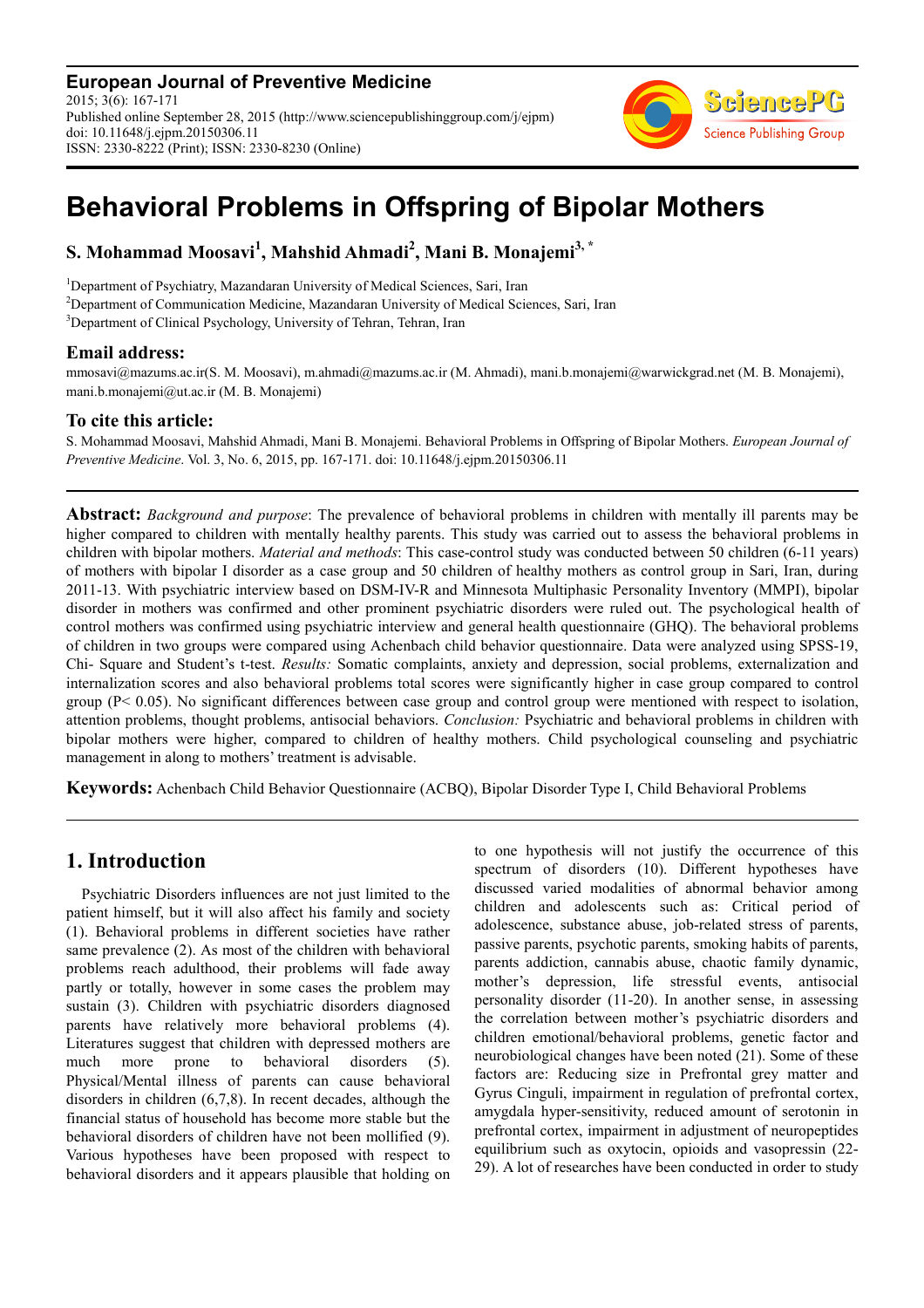# Behavioral Problems in Offspring of Bipolar Mothers

**S. Mohammad Moosavi[1], Mahshid Ahmadi[2], Mani B. Monajemi[3, *]**

[1]Department of Psychiatry, Mazandaran University of Medical Sciences, Sari, Iran
[2]Department of Communication Medicine, Mazandaran University of Medical Sciences, Sari, Iran
[3]Department of Clinical Psychology, University of Tehran, Tehran, Iran

### Email address:

mmosavi@mazums.ac.ir(S. M. Moosavi), m.ahmadi@mazums.ac.ir (M. Ahmadi), mani.b.monajemi@warwickgrad.net (M. B. Monajemi), mani.b.monajemi@ut.ac.ir (M. B. Monajemi)

### To cite this article:

S. Mohammad Moosavi, Mahshid Ahmadi, Mani B. Monajemi. Behavioral Problems in Offspring of Bipolar Mothers. *European Journal of Preventive Medicine*. Vol. 3, No. 6, 2015, pp. 167-171. doi: 10.11648/j.ejpm.20150306.11

**Abstract:** *Background and purpose*: The prevalence of behavioral problems in children with mentally ill parents may be higher compared to children with mentally healthy parents. This study was carried out to assess the behavioral problems in children with bipolar mothers. *Material and methods*: This case-control study was conducted between 50 children (6-11 years) of mothers with bipolar I disorder as a case group and 50 children of healthy mothers as control group in Sari, Iran, during 2011-13. With psychiatric interview based on DSM-IV-R and Minnesota Multiphasic Personality Inventory (MMPI), bipolar disorder in mothers was confirmed and other prominent psychiatric disorders were ruled out. The psychological health of control mothers was confirmed using psychiatric interview and general health questionnaire (GHQ). The behavioral problems of children in two groups were compared using Achenbach child behavior questionnaire. Data were analyzed using SPSS-19, Chi- Square and Student's t-test. *Results:* Somatic complaints, anxiety and depression, social problems, externalization and internalization scores and also behavioral problems total scores were significantly higher in case group compared to control group ($P < 0.05$). No significant differences between case group and control group were mentioned with respect to isolation, attention problems, thought problems, antisocial behaviors. *Conclusion:* Psychiatric and behavioral problems in children with bipolar mothers were higher, compared to children of healthy mothers. Child psychological counseling and psychiatric management in along to mothers' treatment is advisable.

**Keywords:** Achenbach Child Behavior Questionnaire (ACBQ), Bipolar Disorder Type I, Child Behavioral Problems

## 1. Introduction

Psychiatric Disorders influences are not just limited to the patient himself, but it will also affect his family and society (1). Behavioral problems in different societies have rather same prevalence (2). As most of the children with behavioral problems reach adulthood, their problems will fade away partly or totally, however in some cases the problem may sustain (3). Children with psychiatric disorders diagnosed parents have relatively more behavioral problems (4). Literatures suggest that children with depressed mothers are much more prone to behavioral disorders (5). Physical/Mental illness of parents can cause behavioral disorders in children (6,7,8). In recent decades, although the financial status of household has become more stable but the behavioral disorders of children have not been mollified (9). Various hypotheses have been proposed with respect to behavioral disorders and it appears plausible that holding on to one hypothesis will not justify the occurrence of this spectrum of disorders (10). Different hypotheses have discussed varied modalities of abnormal behavior among children and adolescents such as: Critical period of adolescence, substance abuse, job-related stress of parents, passive parents, psychotic parents, smoking habits of parents, parents addiction, cannabis abuse, chaotic family dynamic, mother's depression, life stressful events, antisocial personality disorder (11-20). In another sense, in assessing the correlation between mother's psychiatric disorders and children emotional/behavioral problems, genetic factor and neurobiological changes have been noted (21). Some of these factors are: Reducing size in Prefrontal grey matter and Gyrus Cinguli, impairment in regulation of prefrontal cortex, amygdala hyper-sensitivity, reduced amount of serotonin in prefrontal cortex, impairment in adjustment of neuropeptides equilibrium such as oxytocin, opioids and vasopressin (22-29). A lot of researches have been conducted in order to study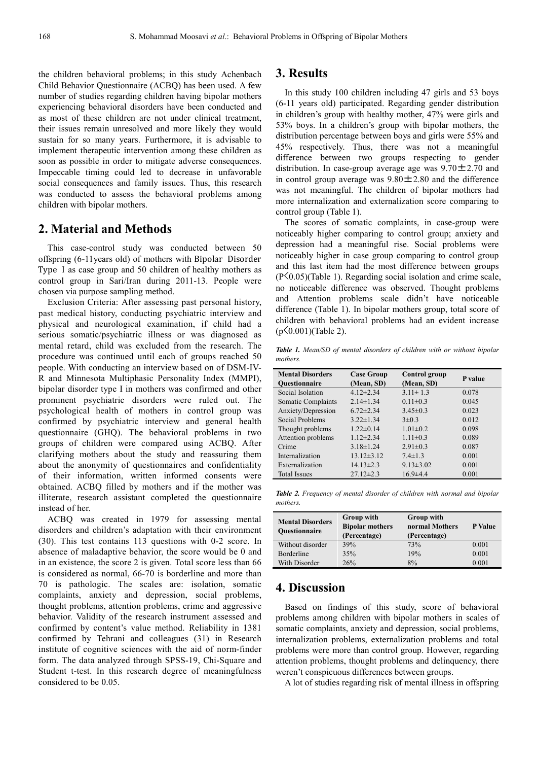the children behavioral problems; in this study Achenbach Child Behavior Questionnaire (ACBQ) has been used. A few number of studies regarding children having bipolar mothers experiencing behavioral disorders have been conducted and as most of these children are not under clinical treatment, their issues remain unresolved and more likely they would sustain for so many years. Furthermore, it is advisable to implement therapeutic intervention among these children as soon as possible in order to mitigate adverse consequences. Impeccable timing could led to decrease in unfavorable social consequences and family issues. Thus, this research was conducted to assess the behavioral problems among children with bipolar mothers.

## 2. Material and Methods

This case-control study was conducted between 50 offspring (6-11years old) of mothers with Bipolar Disorder Type I as case group and 50 children of healthy mothers as control group in Sari/Iran during 2011-13. People were chosen via purpose sampling method.

Exclusion Criteria: After assessing past personal history, past medical history, conducting psychiatric interview and physical and neurological examination, if child had a serious somatic/psychiatric illness or was diagnosed as mental retard, child was excluded from the research. The procedure was continued until each of groups reached 50 people. With conducting an interview based on of DSM-IV-R and Minnesota Multiphasic Personality Index (MMPI), bipolar disorder type I in mothers was confirmed and other prominent psychiatric disorders were ruled out. The psychological health of mothers in control group was confirmed by psychiatric interview and general health questionnaire (GHQ). The behavioral problems in two groups of children were compared using ACBQ. After clarifying mothers about the study and reassuring them about the anonymity of questionnaires and confidentiality of their information, written informed consents were obtained. ACBQ filled by mothers and if the mother was illiterate, research assistant completed the questionnaire instead of her.

ACBQ was created in 1979 for assessing mental disorders and children's adaptation with their environment (30). This test contains 113 questions with 0-2 score. In absence of maladaptive behavior, the score would be 0 and in an existence, the score 2 is given. Total score less than 66 is considered as normal, 66-70 is borderline and more than 70 is pathologic. The scales are: isolation, somatic complaints, anxiety and depression, social problems, thought problems, attention problems, crime and aggressive behavior. Validity of the research instrument assessed and confirmed by content's value method. Reliability in 1381 confirmed by Tehrani and colleagues (31) in Research institute of cognitive sciences with the aid of norm-finder form. The data analyzed through SPSS-19, Chi-Square and Student t-test. In this research degree of meaningfulness considered to be 0.05.

## 3. Results

In this study 100 children including 47 girls and 53 boys (6-11 years old) participated. Regarding gender distribution in children's group with healthy mother, 47% were girls and 53% boys. In a children's group with bipolar mothers, the distribution percentage between boys and girls were 55% and 45% respectively. Thus, there was not a meaningful difference between two groups respecting to gender distribution. In case-group average age was 9.70±2.70 and in control group average was 9.80±2.80 and the difference was not meaningful. The children of bipolar mothers had more internalization and externalization score comparing to control group (Table 1).

The scores of somatic complaints, in case-group were noticeably higher comparing to control group; anxiety and depression had a meaningful rise. Social problems were noticeably higher in case group comparing to control group and this last item had the most difference between groups ($P<0.05$)(Table 1). Regarding social isolation and crime scale, no noticeable difference was observed. Thought problems and Attention problems scale didn't have noticeable difference (Table 1). In bipolar mothers group, total score of children with behavioral problems had an evident increase ($p<0.001$)(Table 2).

***Table 1.*** *Mean/SD of mental disorders of children with or without bipolar mothers.*

| Mental Disorders Questionnaire | Case Group (Mean, SD) | Control group (Mean, SD) | P value |
|---|---|---|---|
| Social Isolation | 4.12±2.34 | 3.11± 1.3 | 0.078 |
| Somatic Complaints | 2.14±1.34 | 0.11±0.3 | 0.045 |
| Anxiety/Depression | 6.72±2.34 | 3.45±0.3 | 0.023 |
| Social Problems | 3.22±1.34 | 3±0.3 | 0.012 |
| Thought problems | 1.22±0.14 | 1.01±0.2 | 0.098 |
| Attention problems | 1.12±2.34 | 1.11±0.3 | 0.089 |
| Crime | 3.18±1.24 | 2.91±0.3 | 0.087 |
| Internalization | 13.12±3.12 | 7.4±1.3 | 0.001 |
| Externalization | 14.13±2.3 | 9.13±3.02 | 0.001 |
| Total Issues | 27.12±2.3 | 16.9±4.4 | 0.001 |

***Table 2.*** *Frequency of mental disorder of children with normal and bipolar mothers.*

| Mental Disorders Questionnaire | Group with Bipolar mothers (Percentage) | Group with normal Mothers (Percentage) | P Value |
|---|---|---|---|
| Without disorder | 39% | 73% | 0.001 |
| Borderline | 35% | 19% | 0.001 |
| With Disorder | 26% | 8% | 0.001 |

## 4. Discussion

Based on findings of this study, score of behavioral problems among children with bipolar mothers in scales of somatic complaints, anxiety and depression, social problems, internalization problems, externalization problems and total problems were more than control group. However, regarding attention problems, thought problems and delinquency, there weren't conspicuous differences between groups.

A lot of studies regarding risk of mental illness in offspring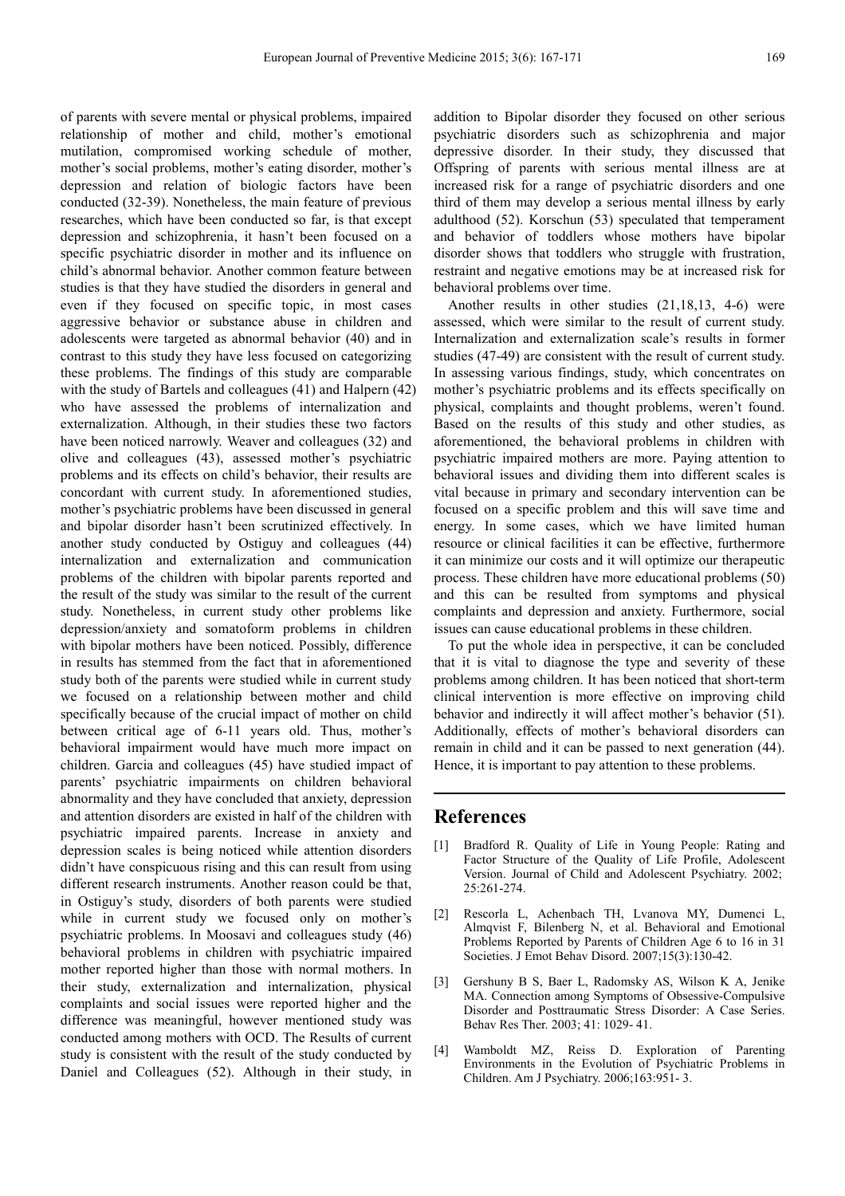of parents with severe mental or physical problems, impaired relationship of mother and child, mother's emotional mutilation, compromised working schedule of mother, mother's social problems, mother's eating disorder, mother's depression and relation of biologic factors have been conducted (32-39). Nonetheless, the main feature of previous researches, which have been conducted so far, is that except depression and schizophrenia, it hasn't been focused on a specific psychiatric disorder in mother and its influence on child's abnormal behavior. Another common feature between studies is that they have studied the disorders in general and even if they focused on specific topic, in most cases aggressive behavior or substance abuse in children and adolescents were targeted as abnormal behavior (40) and in contrast to this study they have less focused on categorizing these problems. The findings of this study are comparable with the study of Bartels and colleagues (41) and Halpern (42) who have assessed the problems of internalization and externalization. Although, in their studies these two factors have been noticed narrowly. Weaver and colleagues (32) and olive and colleagues (43), assessed mother's psychiatric problems and its effects on child's behavior, their results are concordant with current study. In aforementioned studies, mother's psychiatric problems have been discussed in general and bipolar disorder hasn't been scrutinized effectively. In another study conducted by Ostiguy and colleagues (44) internalization and externalization and communication problems of the children with bipolar parents reported and the result of the study was similar to the result of the current study. Nonetheless, in current study other problems like depression/anxiety and somatoform problems in children with bipolar mothers have been noticed. Possibly, difference in results has stemmed from the fact that in aforementioned study both of the parents were studied while in current study we focused on a relationship between mother and child specifically because of the crucial impact of mother on child between critical age of 6-11 years old. Thus, mother's behavioral impairment would have much more impact on children. Garcia and colleagues (45) have studied impact of parents' psychiatric impairments on children behavioral abnormality and they have concluded that anxiety, depression and attention disorders are existed in half of the children with psychiatric impaired parents. Increase in anxiety and depression scales is being noticed while attention disorders didn't have conspicuous rising and this can result from using different research instruments. Another reason could be that, in Ostiguy's study, disorders of both parents were studied while in current study we focused only on mother's psychiatric problems. In Moosavi and colleagues study (46) behavioral problems in children with psychiatric impaired mother reported higher than those with normal mothers. In their study, externalization and internalization, physical complaints and social issues were reported higher and the difference was meaningful, however mentioned study was conducted among mothers with OCD. The Results of current study is consistent with the result of the study conducted by Daniel and Colleagues (52). Although in their study, in addition to Bipolar disorder they focused on other serious psychiatric disorders such as schizophrenia and major depressive disorder. In their study, they discussed that Offspring of parents with serious mental illness are at increased risk for a range of psychiatric disorders and one third of them may develop a serious mental illness by early adulthood (52). Korschun (53) speculated that temperament and behavior of toddlers whose mothers have bipolar disorder shows that toddlers who struggle with frustration, restraint and negative emotions may be at increased risk for behavioral problems over time.

Another results in other studies (21,18,13, 4-6) were assessed, which were similar to the result of current study. Internalization and externalization scale's results in former studies (47-49) are consistent with the result of current study. In assessing various findings, study, which concentrates on mother's psychiatric problems and its effects specifically on physical, complaints and thought problems, weren't found. Based on the results of this study and other studies, as aforementioned, the behavioral problems in children with psychiatric impaired mothers are more. Paying attention to behavioral issues and dividing them into different scales is vital because in primary and secondary intervention can be focused on a specific problem and this will save time and energy. In some cases, which we have limited human resource or clinical facilities it can be effective, furthermore it can minimize our costs and it will optimize our therapeutic process. These children have more educational problems (50) and this can be resulted from symptoms and physical complaints and depression and anxiety. Furthermore, social issues can cause educational problems in these children.

To put the whole idea in perspective, it can be concluded that it is vital to diagnose the type and severity of these problems among children. It has been noticed that short-term clinical intervention is more effective on improving child behavior and indirectly it will affect mother's behavior (51). Additionally, effects of mother's behavioral disorders can remain in child and it can be passed to next generation (44). Hence, it is important to pay attention to these problems.

## References

[1] Bradford R. Quality of Life in Young People: Rating and Factor Structure of the Quality of Life Profile, Adolescent Version. Journal of Child and Adolescent Psychiatry. 2002; 25:261-274.

[2] Rescorla L, Achenbach TH, Lvanova MY, Dumenci L, Almqvist F, Bilenberg N, et al. Behavioral and Emotional Problems Reported by Parents of Children Age 6 to 16 in 31 Societies. J Emot Behav Disord. 2007;15(3):130-42.

[3] Gershuny B S, Baer L, Radomsky AS, Wilson K A, Jenike MA. Connection among Symptoms of Obsessive-Compulsive Disorder and Posttraumatic Stress Disorder: A Case Series. Behav Res Ther. 2003; 41: 1029- 41.

[4] Wamboldt MZ, Reiss D. Exploration of Parenting Environments in the Evolution of Psychiatric Problems in Children. Am J Psychiatry. 2006;163:951- 3.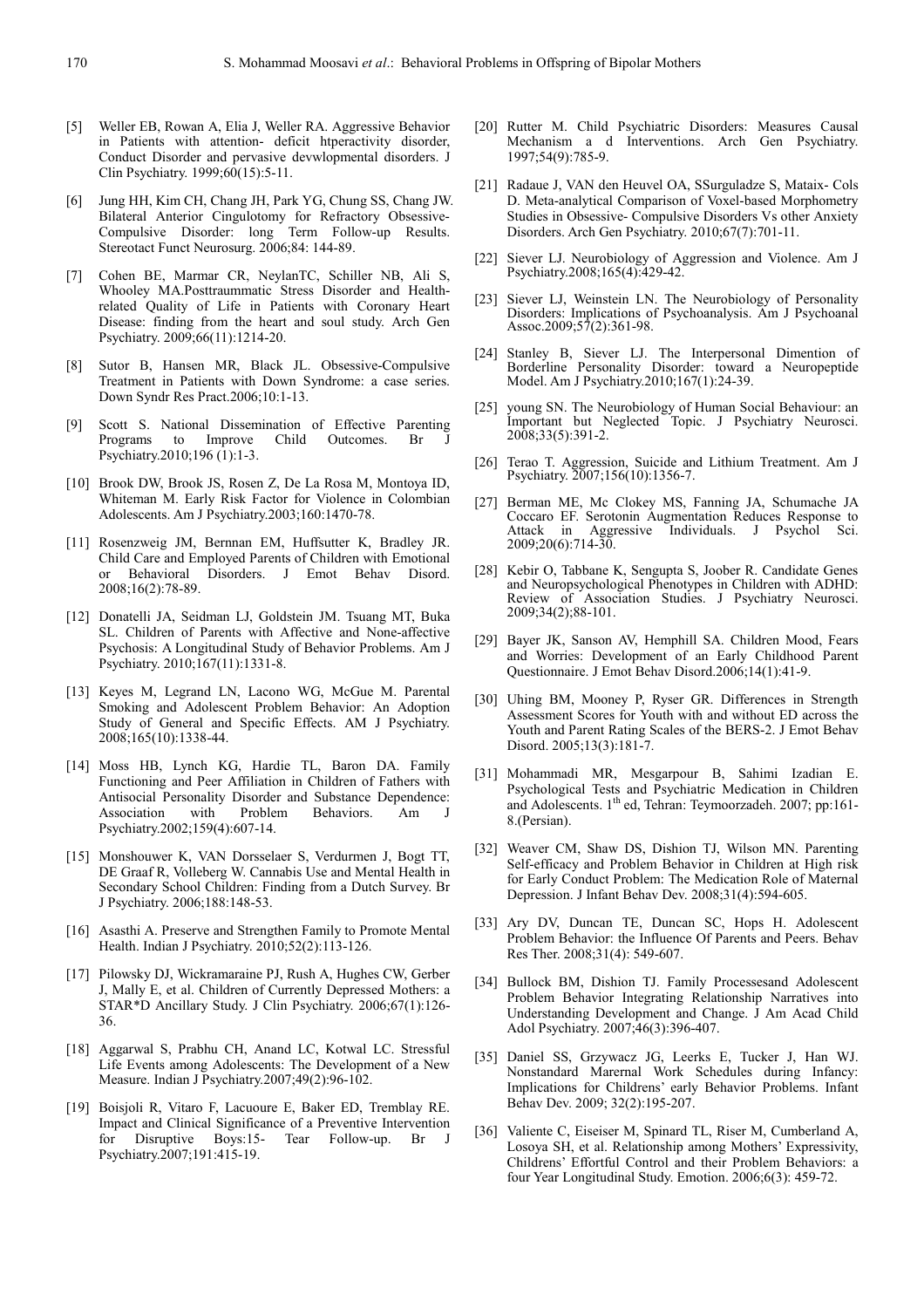[5] Weller EB, Rowan A, Elia J, Weller RA. Aggressive Behavior in Patients with attention- deficit htperactivity disorder, Conduct Disorder and pervasive devwlopmental disorders. J Clin Psychiatry. 1999;60(15):5-11.

[6] Jung HH, Kim CH, Chang JH, Park YG, Chung SS, Chang JW. Bilateral Anterior Cingulotomy for Refractory Obsessive-Compulsive Disorder: long Term Follow-up Results. Stereotact Funct Neurosurg. 2006;84: 144-89.

[7] Cohen BE, Marmar CR, NeylanTC, Schiller NB, Ali S, Whooley MA.Posttraummatic Stress Disorder and Health-related Quality of Life in Patients with Coronary Heart Disease: finding from the heart and soul study. Arch Gen Psychiatry. 2009;66(11):1214-20.

[8] Sutor B, Hansen MR, Black JL. Obsessive-Compulsive Treatment in Patients with Down Syndrome: a case series. Down Syndr Res Pract.2006;10:1-13.

[9] Scott S. National Dissemination of Effective Parenting Programs to Improve Child Outcomes. Br J Psychiatry.2010;196 (1):1-3.

[10] Brook DW, Brook JS, Rosen Z, De La Rosa M, Montoya ID, Whiteman M. Early Risk Factor for Violence in Colombian Adolescents. Am J Psychiatry.2003;160:1470-78.

[11] Rosenzweig JM, Bernnan EM, Huffsutter K, Bradley JR. Child Care and Employed Parents of Children with Emotional or Behavioral Disorders. J Emot Behav Disord. 2008;16(2):78-89.

[12] Donatelli JA, Seidman LJ, Goldstein JM. Tsuang MT, Buka SL. Children of Parents with Affective and None-affective Psychosis: A Longitudinal Study of Behavior Problems. Am J Psychiatry. 2010;167(11):1331-8.

[13] Keyes M, Legrand LN, Lacono WG, McGue M. Parental Smoking and Adolescent Problem Behavior: An Adoption Study of General and Specific Effects. AM J Psychiatry. 2008;165(10):1338-44.

[14] Moss HB, Lynch KG, Hardie TL, Baron DA. Family Functioning and Peer Affiliation in Children of Fathers with Antisocial Personality Disorder and Substance Dependence: Association with Problem Behaviors. Am J Psychiatry.2002;159(4):607-14.

[15] Monshouwer K, VAN Dorsselaer S, Verdurmen J, Bogt TT, DE Graaf R, Volleberg W. Cannabis Use and Mental Health in Secondary School Children: Finding from a Dutch Survey. Br J Psychiatry. 2006;188:148-53.

[16] Asasthi A. Preserve and Strengthen Family to Promote Mental Health. Indian J Psychiatry. 2010;52(2):113-126.

[17] Pilowsky DJ, Wickramaraine PJ, Rush A, Hughes CW, Gerber J, Mally E, et al. Children of Currently Depressed Mothers: a STAR*D Ancillary Study. J Clin Psychiatry. 2006;67(1):126-36.

[18] Aggarwal S, Prabhu CH, Anand LC, Kotwal LC. Stressful Life Events among Adolescents: The Development of a New Measure. Indian J Psychiatry.2007;49(2):96-102.

[19] Boisjoli R, Vitaro F, Lacuoure E, Baker ED, Tremblay RE. Impact and Clinical Significance of a Preventive Intervention for Disruptive Boys:15- Tear Follow-up. Br J Psychiatry.2007;191:415-19.

[20] Rutter M. Child Psychiatric Disorders: Measures Causal Mechanism a d Interventions. Arch Gen Psychiatry. 1997;54(9):785-9.

[21] Radaue J, VAN den Heuvel OA, SSurguladze S, Mataix- Cols D. Meta-analytical Comparison of Voxel-based Morphometry Studies in Obsessive- Compulsive Disorders Vs other Anxiety Disorders. Arch Gen Psychiatry. 2010;67(7):701-11.

[22] Siever LJ. Neurobiology of Aggression and Violence. Am J Psychiatry.2008;165(4):429-42.

[23] Siever LJ, Weinstein LN. The Neurobiology of Personality Disorders: Implications of Psychoanalysis. Am J Psychoanal Assoc.2009;57(2):361-98.

[24] Stanley B, Siever LJ. The Interpersonal Dimention of Borderline Personality Disorder: toward a Neuropeptide Model. Am J Psychiatry.2010;167(1):24-39.

[25] young SN. The Neurobiology of Human Social Behaviour: an Important but Neglected Topic. J Psychiatry Neurosci. 2008;33(5):391-2.

[26] Terao T. Aggression, Suicide and Lithium Treatment. Am J Psychiatry. 2007;156(10):1356-7.

[27] Berman ME, Mc Clokey MS, Fanning JA, Schumache JA Coccaro EF. Serotonin Augmentation Reduces Response to Attack in Aggressive Individuals. J Psychol Sci. 2009;20(6):714-30.

[28] Kebir O, Tabbane K, Sengupta S, Joober R. Candidate Genes and Neuropsychological Phenotypes in Children with ADHD: Review of Association Studies. J Psychiatry Neurosci. 2009;34(2);88-101.

[29] Bayer JK, Sanson AV, Hemphill SA. Children Mood, Fears and Worries: Development of an Early Childhood Parent Questionnaire. J Emot Behav Disord.2006;14(1):41-9.

[30] Uhing BM, Mooney P, Ryser GR. Differences in Strength Assessment Scores for Youth with and without ED across the Youth and Parent Rating Scales of the BERS-2. J Emot Behav Disord. 2005;13(3):181-7.

[31] Mohammadi MR, Mesgarpour B, Sahimi Izadian E. Psychological Tests and Psychiatric Medication in Children and Adolescents. 1th ed, Tehran: Teymoorzadeh. 2007; pp:161-8.(Persian).

[32] Weaver CM, Shaw DS, Dishion TJ, Wilson MN. Parenting Self-efficacy and Problem Behavior in Children at High risk for Early Conduct Problem: The Medication Role of Maternal Depression. J Infant Behav Dev. 2008;31(4):594-605.

[33] Ary DV, Duncan TE, Duncan SC, Hops H. Adolescent Problem Behavior: the Influence Of Parents and Peers. Behav Res Ther. 2008;31(4): 549-607.

[34] Bullock BM, Dishion TJ. Family Processesand Adolescent Problem Behavior Integrating Relationship Narratives into Understanding Development and Change. J Am Acad Child Adol Psychiatry. 2007;46(3):396-407.

[35] Daniel SS, Grzywacz JG, Leerks E, Tucker J, Han WJ. Nonstandard Marernal Work Schedules during Infancy: Implications for Childrens' early Behavior Problems. Infant Behav Dev. 2009; 32(2):195-207.

[36] Valiente C, Eiseiser M, Spinard TL, Riser M, Cumberland A, Losoya SH, et al. Relationship among Mothers' Expressivity, Childrens' Effortful Control and their Problem Behaviors: a four Year Longitudinal Study. Emotion. 2006;6(3): 459-72.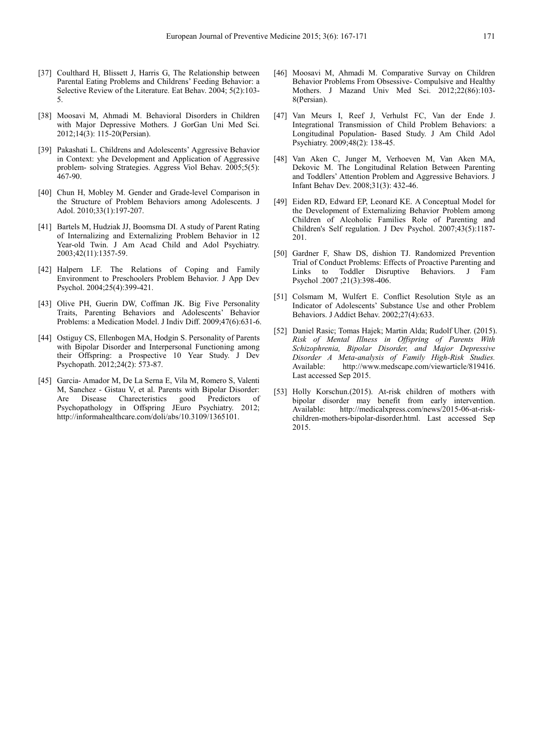[37] Coulthard H, Blissett J, Harris G, The Relationship between Parental Eating Problems and Childrens' Feeding Behavior: a Selective Review of the Literature. Eat Behav. 2004; 5(2):103-5.

[38] Moosavi M, Ahmadi M. Behavioral Disorders in Children with Major Depressive Mothers. J GorGan Uni Med Sci. 2012;14(3): 115-20(Persian).

[39] Pakashati L. Childrens and Adolescents' Aggressive Behavior in Context: yhe Development and Application of Aggressive problem- solving Strategies. Aggress Viol Behav. 2005;5(5): 467-90.

[40] Chun H, Mobley M. Gender and Grade-level Comparison in the Structure of Problem Behaviors among Adolescents. J Adol. 2010;33(1):197-207.

[41] Bartels M, Hudziak JJ, Boomsma DI. A study of Parent Rating of Internalizing and Externalizing Problem Behavior in 12 Year-old Twin. J Am Acad Child and Adol Psychiatry. 2003;42(11):1357-59.

[42] Halpern LF. The Relations of Coping and Family Environment to Preschoolers Problem Behavior. J App Dev Psychol. 2004;25(4):399-421.

[43] Olive PH, Guerin DW, Coffman JK. Big Five Personality Traits, Parenting Behaviors and Adolescents' Behavior Problems: a Medication Model. J Indiv Diff. 2009;47(6):631-6.

[44] Ostiguy CS, Ellenbogen MA, Hodgin S. Personality of Parents with Bipolar Disorder and Interpersonal Functioning among their Offspring: a Prospective 10 Year Study. J Dev Psychopath. 2012;24(2): 573-87.

[45] Garcia- Amador M, De La Serna E, Vila M, Romero S, Valenti M, Sanchez - Gistau V, et al. Parents with Bipolar Disorder: Are Disease Charecteristics good Predictors of Psychopathology in Offspring JEuro Psychiatry. 2012; http://informahealthcare.com/doli/abs/10.3109/1365101.

[46] Moosavi M, Ahmadi M. Comparative Survay on Children Behavior Problems From Obsessive- Compulsive and Healthy Mothers. J Mazand Univ Med Sci. 2012;22(86):103-8(Persian).

[47] Van Meurs I, Reef J, Verhulst FC, Van der Ende J. Integrational Transmission of Child Problem Behaviors: a Longitudinal Population- Based Study. J Am Child Adol Psychiatry. 2009;48(2): 138-45.

[48] Van Aken C, Junger M, Verhoeven M, Van Aken MA, Dekovic M. The Longitudinal Relation Between Parenting and Toddlers' Attention Problem and Aggressive Behaviors. J Infant Behav Dev. 2008;31(3): 432-46.

[49] Eiden RD, Edward EP, Leonard KE. A Conceptual Model for the Development of Externalizing Behavior Problem among Children of Alcoholic Families Role of Parenting and Children's Self regulation. J Dev Psychol. 2007;43(5):1187-201.

[50] Gardner F, Shaw DS, dishion TJ. Randomized Prevention Trial of Conduct Problems: Effects of Proactive Parenting and Links to Toddler Disruptive Behaviors. J Fam Psychol .2007 ;21(3):398-406.

[51] Colsmam M, Wulfert E. Conflict Resolution Style as an Indicator of Adolescents' Substance Use and other Problem Behaviors. J Addict Behav. 2002;27(4):633.

[52] Daniel Rasic; Tomas Hajek; Martin Alda; Rudolf Uher. (2015). *Risk of Mental Illness in Offspring of Parents With Schizophrenia, Bipolar Disorder, and Major Depressive Disorder A Meta-analysis of Family High-Risk Studies.* Available: http://www.medscape.com/viewarticle/819416. Last accessed Sep 2015.

[53] Holly Korschun.(2015). At-risk children of mothers with bipolar disorder may benefit from early intervention. Available: http://medicalxpress.com/news/2015-06-at-risk-children-mothers-bipolar-disorder.html. Last accessed Sep 2015.